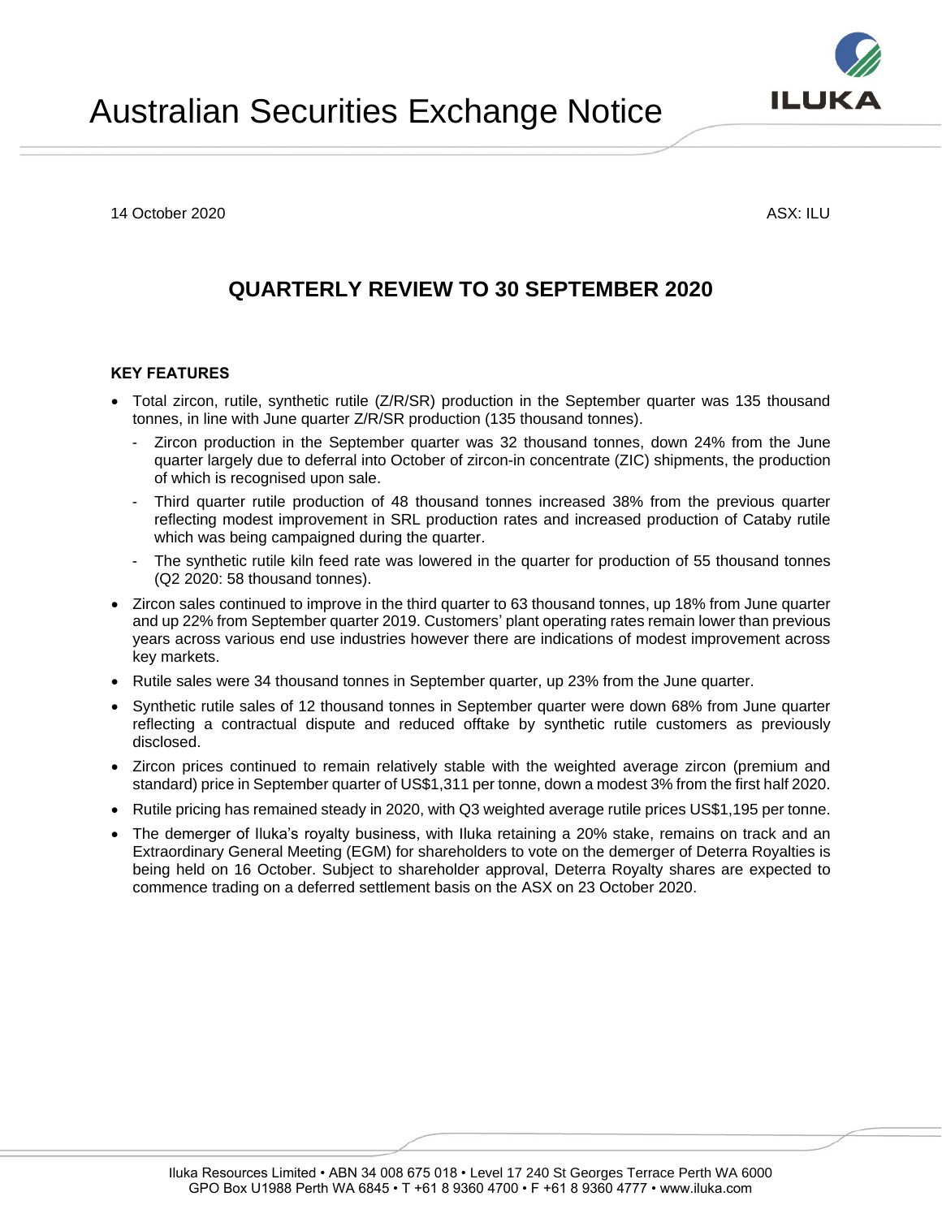Australian Securities Exchange Notice

14 October 2020 ASX: ILU

# QUARTERLY REVIEW TO 30 SEPTEMBER 2020

### KEY FEATURES

- Total zircon, rutile, synthetic rutile (Z/R/SR) production in the September quarter was 135 thousand tonnes, in line with June quarter Z/R/SR production (135 thousand tonnes).
  - Zircon production in the September quarter was 32 thousand tonnes, down 24% from the June quarter largely due to deferral into October of zircon-in concentrate (ZIC) shipments, the production of which is recognised upon sale.
  - Third quarter rutile production of 48 thousand tonnes increased 38% from the previous quarter reflecting modest improvement in SRL production rates and increased production of Cataby rutile which was being campaigned during the quarter.
  - The synthetic rutile kiln feed rate was lowered in the quarter for production of 55 thousand tonnes (Q2 2020: 58 thousand tonnes).
- Zircon sales continued to improve in the third quarter to 63 thousand tonnes, up 18% from June quarter and up 22% from September quarter 2019. Customers' plant operating rates remain lower than previous years across various end use industries however there are indications of modest improvement across key markets.
- Rutile sales were 34 thousand tonnes in September quarter, up 23% from the June quarter.
- Synthetic rutile sales of 12 thousand tonnes in September quarter were down 68% from June quarter reflecting a contractual dispute and reduced offtake by synthetic rutile customers as previously disclosed.
- Zircon prices continued to remain relatively stable with the weighted average zircon (premium and standard) price in September quarter of US$1,311 per tonne, down a modest 3% from the first half 2020.
- Rutile pricing has remained steady in 2020, with Q3 weighted average rutile prices US$1,195 per tonne.
- The demerger of Iluka's royalty business, with Iluka retaining a 20% stake, remains on track and an Extraordinary General Meeting (EGM) for shareholders to vote on the demerger of Deterra Royalties is being held on 16 October. Subject to shareholder approval, Deterra Royalty shares are expected to commence trading on a deferred settlement basis on the ASX on 23 October 2020.

Iluka Resources Limited • ABN 34 008 675 018 • Level 17 240 St Georges Terrace Perth WA 6000
GPO Box U1988 Perth WA 6845 • T +61 8 9360 4700 • F +61 8 9360 4777 • www.iluka.com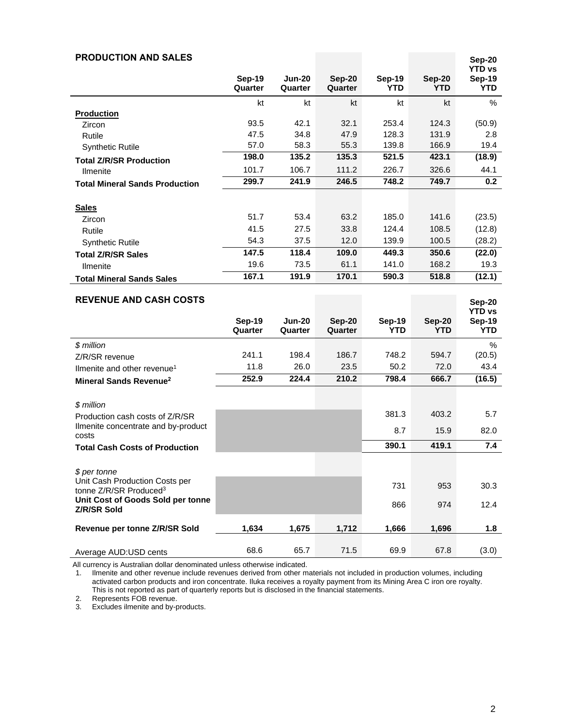## PRODUCTION AND SALES

| | Sep-19 Quarter | Jun-20 Quarter | Sep-20 Quarter | Sep-19 YTD | Sep-20 YTD | Sep-20 YTD vs Sep-19 YTD |
|---|---|---|---|---|---|---|
| | kt | kt | kt | kt | kt | % |
| **Production** | | | | | | |
| Zircon | 93.5 | 42.1 | 32.1 | 253.4 | 124.3 | (50.9) |
| Rutile | 47.5 | 34.8 | 47.9 | 128.3 | 131.9 | 2.8 |
| Synthetic Rutile | 57.0 | 58.3 | 55.3 | 139.8 | 166.9 | 19.4 |
| **Total Z/R/SR Production** | **198.0** | **135.2** | **135.3** | **521.5** | **423.1** | **(18.9)** |
| Ilmenite | 101.7 | 106.7 | 111.2 | 226.7 | 326.6 | 44.1 |
| **Total Mineral Sands Production** | **299.7** | **241.9** | **246.5** | **748.2** | **749.7** | **0.2** |
| **Sales** | | | | | | |
| Zircon | 51.7 | 53.4 | 63.2 | 185.0 | 141.6 | (23.5) |
| Rutile | 41.5 | 27.5 | 33.8 | 124.4 | 108.5 | (12.8) |
| Synthetic Rutile | 54.3 | 37.5 | 12.0 | 139.9 | 100.5 | (28.2) |
| **Total Z/R/SR Sales** | **147.5** | **118.4** | **109.0** | **449.3** | **350.6** | **(22.0)** |
| Ilmenite | 19.6 | 73.5 | 61.1 | 141.0 | 168.2 | 19.3 |
| **Total Mineral Sands Sales** | **167.1** | **191.9** | **170.1** | **590.3** | **518.8** | **(12.1)** |

## REVENUE AND CASH COSTS

| | Sep-19 Quarter | Jun-20 Quarter | Sep-20 Quarter | Sep-19 YTD | Sep-20 YTD | Sep-20 YTD vs Sep-19 YTD |
|---|---|---|---|---|---|---|
| *$ million* | | | | | | % |
| Z/R/SR revenue | 241.1 | 198.4 | 186.7 | 748.2 | 594.7 | (20.5) |
| Ilmenite and other revenue[1] | 11.8 | 26.0 | 23.5 | 50.2 | 72.0 | 43.4 |
| **Mineral Sands Revenue[2]** | **252.9** | **224.4** | **210.2** | **798.4** | **666.7** | **(16.5)** |
| *$ million* | | | | | | |
| Production cash costs of Z/R/SR | | | | 381.3 | 403.2 | 5.7 |
| Ilmenite concentrate and by-product costs | | | | 8.7 | 15.9 | 82.0 |
| **Total Cash Costs of Production** | | | | **390.1** | **419.1** | **7.4** |
| *$ per tonne* | | | | | | |
| Unit Cash Production Costs per tonne Z/R/SR Produced[3] | | | | 731 | 953 | 30.3 |
| **Unit Cost of Goods Sold per tonne Z/R/SR Sold** | | | | 866 | 974 | 12.4 |
| **Revenue per tonne Z/R/SR Sold** | **1,634** | **1,675** | **1,712** | **1,666** | **1,696** | **1.8** |
| Average AUD:USD cents | 68.6 | 65.7 | 71.5 | 69.9 | 67.8 | (3.0) |

All currency is Australian dollar denominated unless otherwise indicated.

1. Ilmenite and other revenue include revenues derived from other materials not included in production volumes, including activated carbon products and iron concentrate. Iluka receives a royalty payment from its Mining Area C iron ore royalty. This is not reported as part of quarterly reports but is disclosed in the financial statements.
2. Represents FOB revenue.
3. Excludes ilmenite and by-products.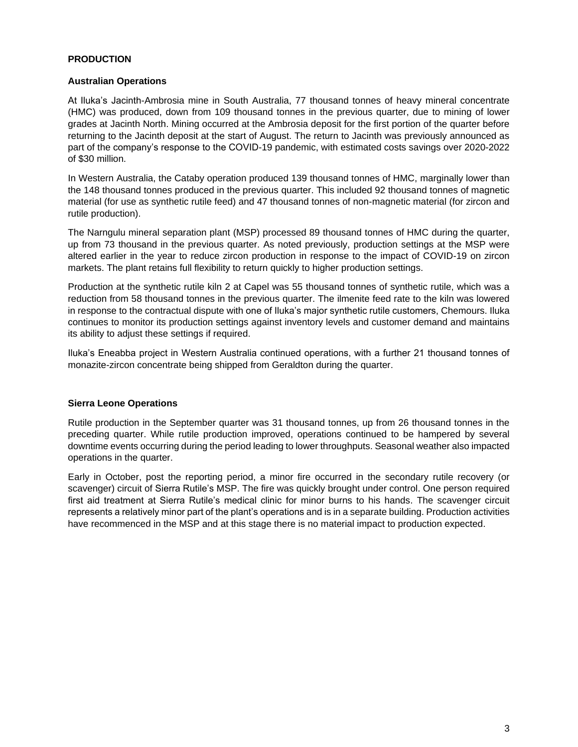## PRODUCTION

### Australian Operations

At Iluka's Jacinth-Ambrosia mine in South Australia, 77 thousand tonnes of heavy mineral concentrate (HMC) was produced, down from 109 thousand tonnes in the previous quarter, due to mining of lower grades at Jacinth North. Mining occurred at the Ambrosia deposit for the first portion of the quarter before returning to the Jacinth deposit at the start of August. The return to Jacinth was previously announced as part of the company's response to the COVID-19 pandemic, with estimated costs savings over 2020-2022 of $30 million.

In Western Australia, the Cataby operation produced 139 thousand tonnes of HMC, marginally lower than the 148 thousand tonnes produced in the previous quarter. This included 92 thousand tonnes of magnetic material (for use as synthetic rutile feed) and 47 thousand tonnes of non-magnetic material (for zircon and rutile production).

The Narngulu mineral separation plant (MSP) processed 89 thousand tonnes of HMC during the quarter, up from 73 thousand in the previous quarter. As noted previously, production settings at the MSP were altered earlier in the year to reduce zircon production in response to the impact of COVID-19 on zircon markets. The plant retains full flexibility to return quickly to higher production settings.

Production at the synthetic rutile kiln 2 at Capel was 55 thousand tonnes of synthetic rutile, which was a reduction from 58 thousand tonnes in the previous quarter. The ilmenite feed rate to the kiln was lowered in response to the contractual dispute with one of Iluka's major synthetic rutile customers, Chemours. Iluka continues to monitor its production settings against inventory levels and customer demand and maintains its ability to adjust these settings if required.

Iluka's Eneabba project in Western Australia continued operations, with a further 21 thousand tonnes of monazite-zircon concentrate being shipped from Geraldton during the quarter.

### Sierra Leone Operations

Rutile production in the September quarter was 31 thousand tonnes, up from 26 thousand tonnes in the preceding quarter. While rutile production improved, operations continued to be hampered by several downtime events occurring during the period leading to lower throughputs. Seasonal weather also impacted operations in the quarter.

Early in October, post the reporting period, a minor fire occurred in the secondary rutile recovery (or scavenger) circuit of Sierra Rutile's MSP. The fire was quickly brought under control. One person required first aid treatment at Sierra Rutile's medical clinic for minor burns to his hands. The scavenger circuit represents a relatively minor part of the plant's operations and is in a separate building. Production activities have recommenced in the MSP and at this stage there is no material impact to production expected.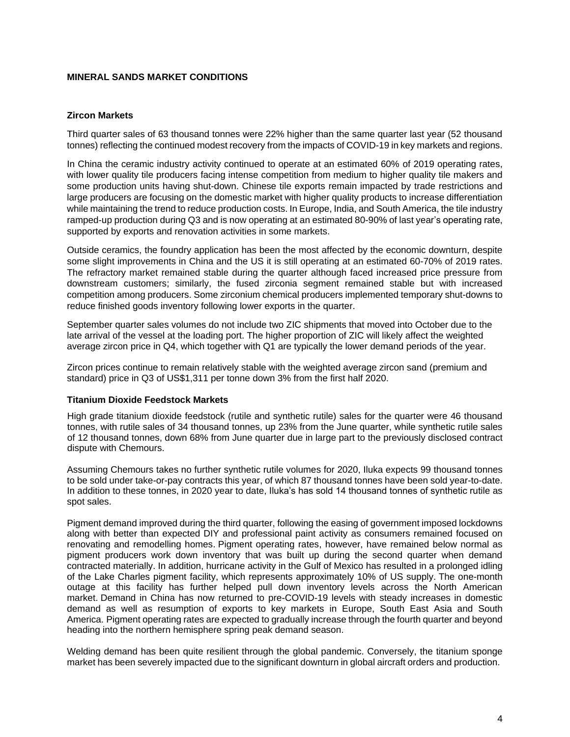## MINERAL SANDS MARKET CONDITIONS

### Zircon Markets

Third quarter sales of 63 thousand tonnes were 22% higher than the same quarter last year (52 thousand tonnes) reflecting the continued modest recovery from the impacts of COVID-19 in key markets and regions.

In China the ceramic industry activity continued to operate at an estimated 60% of 2019 operating rates, with lower quality tile producers facing intense competition from medium to higher quality tile makers and some production units having shut-down. Chinese tile exports remain impacted by trade restrictions and large producers are focusing on the domestic market with higher quality products to increase differentiation while maintaining the trend to reduce production costs. In Europe, India, and South America, the tile industry ramped-up production during Q3 and is now operating at an estimated 80-90% of last year's operating rate, supported by exports and renovation activities in some markets.

Outside ceramics, the foundry application has been the most affected by the economic downturn, despite some slight improvements in China and the US it is still operating at an estimated 60-70% of 2019 rates. The refractory market remained stable during the quarter although faced increased price pressure from downstream customers; similarly, the fused zirconia segment remained stable but with increased competition among producers. Some zirconium chemical producers implemented temporary shut-downs to reduce finished goods inventory following lower exports in the quarter.

September quarter sales volumes do not include two ZIC shipments that moved into October due to the late arrival of the vessel at the loading port. The higher proportion of ZIC will likely affect the weighted average zircon price in Q4, which together with Q1 are typically the lower demand periods of the year.

Zircon prices continue to remain relatively stable with the weighted average zircon sand (premium and standard) price in Q3 of US$1,311 per tonne down 3% from the first half 2020.

### Titanium Dioxide Feedstock Markets

High grade titanium dioxide feedstock (rutile and synthetic rutile) sales for the quarter were 46 thousand tonnes, with rutile sales of 34 thousand tonnes, up 23% from the June quarter, while synthetic rutile sales of 12 thousand tonnes, down 68% from June quarter due in large part to the previously disclosed contract dispute with Chemours.

Assuming Chemours takes no further synthetic rutile volumes for 2020, Iluka expects 99 thousand tonnes to be sold under take-or-pay contracts this year, of which 87 thousand tonnes have been sold year-to-date. In addition to these tonnes, in 2020 year to date, Iluka's has sold 14 thousand tonnes of synthetic rutile as spot sales.

Pigment demand improved during the third quarter, following the easing of government imposed lockdowns along with better than expected DIY and professional paint activity as consumers remained focused on renovating and remodelling homes. Pigment operating rates, however, have remained below normal as pigment producers work down inventory that was built up during the second quarter when demand contracted materially. In addition, hurricane activity in the Gulf of Mexico has resulted in a prolonged idling of the Lake Charles pigment facility, which represents approximately 10% of US supply. The one-month outage at this facility has further helped pull down inventory levels across the North American market. Demand in China has now returned to pre-COVID-19 levels with steady increases in domestic demand as well as resumption of exports to key markets in Europe, South East Asia and South America. Pigment operating rates are expected to gradually increase through the fourth quarter and beyond heading into the northern hemisphere spring peak demand season.

Welding demand has been quite resilient through the global pandemic. Conversely, the titanium sponge market has been severely impacted due to the significant downturn in global aircraft orders and production.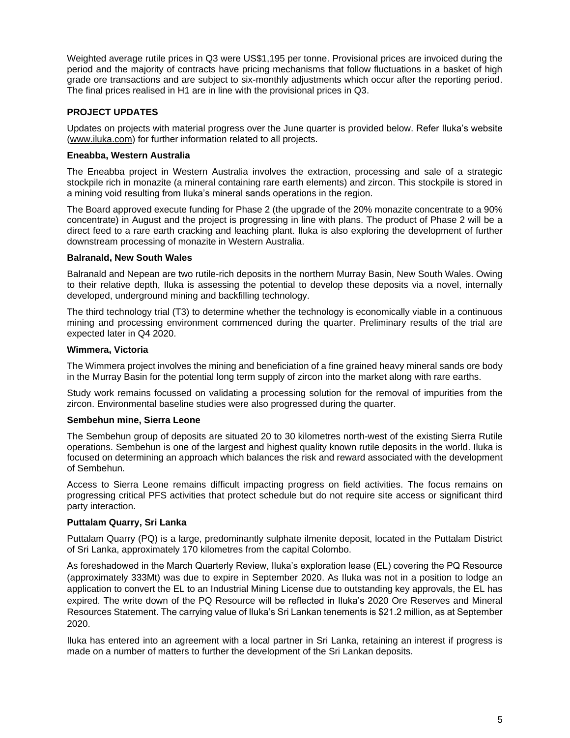Weighted average rutile prices in Q3 were US$1,195 per tonne. Provisional prices are invoiced during the period and the majority of contracts have pricing mechanisms that follow fluctuations in a basket of high grade ore transactions and are subject to six-monthly adjustments which occur after the reporting period. The final prices realised in H1 are in line with the provisional prices in Q3.

## PROJECT UPDATES

Updates on projects with material progress over the June quarter is provided below. Refer Iluka's website (www.iluka.com) for further information related to all projects.

### Eneabba, Western Australia

The Eneabba project in Western Australia involves the extraction, processing and sale of a strategic stockpile rich in monazite (a mineral containing rare earth elements) and zircon. This stockpile is stored in a mining void resulting from Iluka's mineral sands operations in the region.

The Board approved execute funding for Phase 2 (the upgrade of the 20% monazite concentrate to a 90% concentrate) in August and the project is progressing in line with plans. The product of Phase 2 will be a direct feed to a rare earth cracking and leaching plant. Iluka is also exploring the development of further downstream processing of monazite in Western Australia.

### Balranald, New South Wales

Balranald and Nepean are two rutile-rich deposits in the northern Murray Basin, New South Wales. Owing to their relative depth, Iluka is assessing the potential to develop these deposits via a novel, internally developed, underground mining and backfilling technology.

The third technology trial (T3) to determine whether the technology is economically viable in a continuous mining and processing environment commenced during the quarter. Preliminary results of the trial are expected later in Q4 2020.

### Wimmera, Victoria

The Wimmera project involves the mining and beneficiation of a fine grained heavy mineral sands ore body in the Murray Basin for the potential long term supply of zircon into the market along with rare earths.

Study work remains focussed on validating a processing solution for the removal of impurities from the zircon. Environmental baseline studies were also progressed during the quarter.

### Sembehun mine, Sierra Leone

The Sembehun group of deposits are situated 20 to 30 kilometres north-west of the existing Sierra Rutile operations. Sembehun is one of the largest and highest quality known rutile deposits in the world. Iluka is focused on determining an approach which balances the risk and reward associated with the development of Sembehun.

Access to Sierra Leone remains difficult impacting progress on field activities. The focus remains on progressing critical PFS activities that protect schedule but do not require site access or significant third party interaction.

### Puttalam Quarry, Sri Lanka

Puttalam Quarry (PQ) is a large, predominantly sulphate ilmenite deposit, located in the Puttalam District of Sri Lanka, approximately 170 kilometres from the capital Colombo.

As foreshadowed in the March Quarterly Review, Iluka's exploration lease (EL) covering the PQ Resource (approximately 333Mt) was due to expire in September 2020. As Iluka was not in a position to lodge an application to convert the EL to an Industrial Mining License due to outstanding key approvals, the EL has expired. The write down of the PQ Resource will be reflected in Iluka's 2020 Ore Reserves and Mineral Resources Statement. The carrying value of Iluka's Sri Lankan tenements is $21.2 million, as at September 2020.

Iluka has entered into an agreement with a local partner in Sri Lanka, retaining an interest if progress is made on a number of matters to further the development of the Sri Lankan deposits.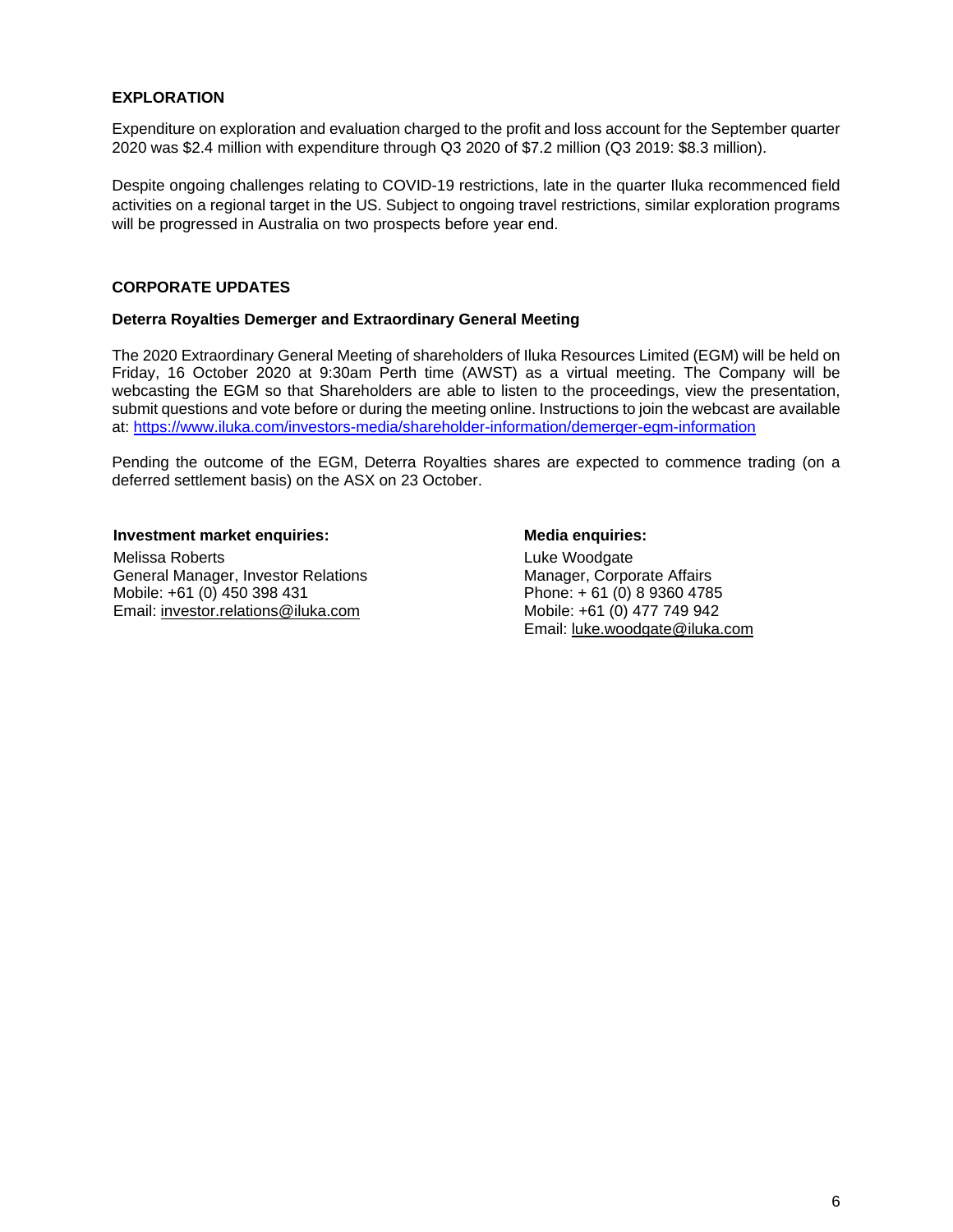## EXPLORATION

Expenditure on exploration and evaluation charged to the profit and loss account for the September quarter 2020 was $2.4 million with expenditure through Q3 2020 of $7.2 million (Q3 2019: $8.3 million).

Despite ongoing challenges relating to COVID-19 restrictions, late in the quarter Iluka recommenced field activities on a regional target in the US. Subject to ongoing travel restrictions, similar exploration programs will be progressed in Australia on two prospects before year end.

## CORPORATE UPDATES

### Deterra Royalties Demerger and Extraordinary General Meeting

The 2020 Extraordinary General Meeting of shareholders of Iluka Resources Limited (EGM) will be held on Friday, 16 October 2020 at 9:30am Perth time (AWST) as a virtual meeting. The Company will be webcasting the EGM so that Shareholders are able to listen to the proceedings, view the presentation, submit questions and vote before or during the meeting online. Instructions to join the webcast are available at: https://www.iluka.com/investors-media/shareholder-information/demerger-egm-information

Pending the outcome of the EGM, Deterra Royalties shares are expected to commence trading (on a deferred settlement basis) on the ASX on 23 October.

**Investment market enquiries:**
Melissa Roberts
General Manager, Investor Relations
Mobile: +61 (0) 450 398 431
Email: investor.relations@iluka.com

**Media enquiries:**
Luke Woodgate
Manager, Corporate Affairs
Phone: + 61 (0) 8 9360 4785
Mobile: +61 (0) 477 749 942
Email: luke.woodgate@iluka.com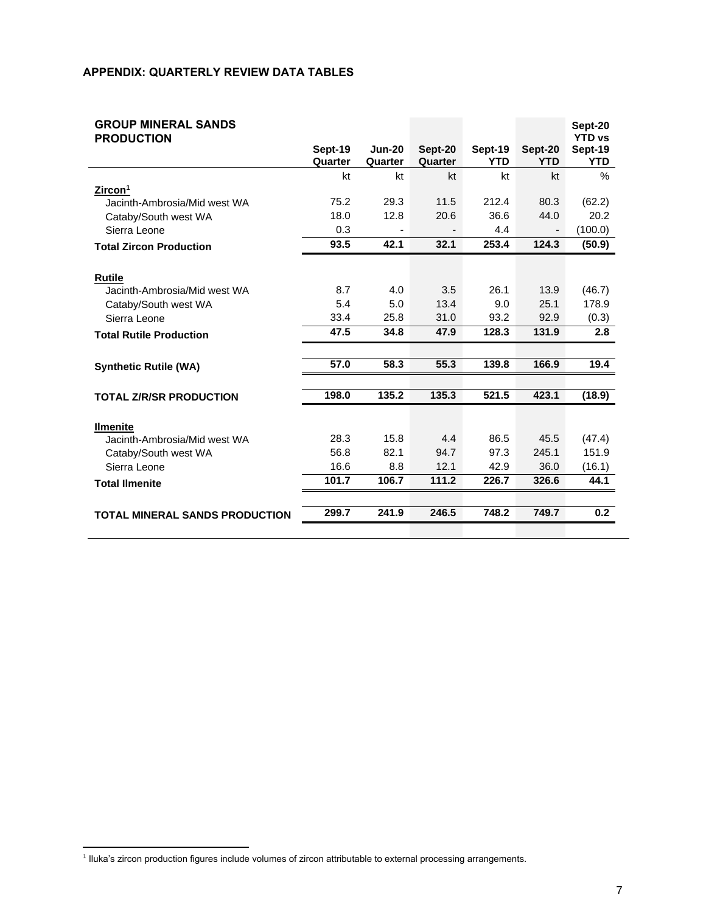## APPENDIX: QUARTERLY REVIEW DATA TABLES

| GROUP MINERAL SANDS PRODUCTION | Sept-19 Quarter | Jun-20 Quarter | Sept-20 Quarter | Sept-19 YTD | Sept-20 YTD | Sept-20 YTD vs Sept-19 YTD |
|---|---|---|---|---|---|---|
| | kt | kt | kt | kt | kt | % |
| **Zircon[1]** | | | | | | |
| Jacinth-Ambrosia/Mid west WA | 75.2 | 29.3 | 11.5 | 212.4 | 80.3 | (62.2) |
| Cataby/South west WA | 18.0 | 12.8 | 20.6 | 36.6 | 44.0 | 20.2 |
| Sierra Leone | 0.3 | - | - | 4.4 | - | (100.0) |
| **Total Zircon Production** | **93.5** | **42.1** | **32.1** | **253.4** | **124.3** | **(50.9)** |
| **Rutile** | | | | | | |
| Jacinth-Ambrosia/Mid west WA | 8.7 | 4.0 | 3.5 | 26.1 | 13.9 | (46.7) |
| Cataby/South west WA | 5.4 | 5.0 | 13.4 | 9.0 | 25.1 | 178.9 |
| Sierra Leone | 33.4 | 25.8 | 31.0 | 93.2 | 92.9 | (0.3) |
| **Total Rutile Production** | **47.5** | **34.8** | **47.9** | **128.3** | **131.9** | **2.8** |
| **Synthetic Rutile (WA)** | **57.0** | **58.3** | **55.3** | **139.8** | **166.9** | **19.4** |
| **TOTAL Z/R/SR PRODUCTION** | **198.0** | **135.2** | **135.3** | **521.5** | **423.1** | **(18.9)** |
| **Ilmenite** | | | | | | |
| Jacinth-Ambrosia/Mid west WA | 28.3 | 15.8 | 4.4 | 86.5 | 45.5 | (47.4) |
| Cataby/South west WA | 56.8 | 82.1 | 94.7 | 97.3 | 245.1 | 151.9 |
| Sierra Leone | 16.6 | 8.8 | 12.1 | 42.9 | 36.0 | (16.1) |
| **Total Ilmenite** | **101.7** | **106.7** | **111.2** | **226.7** | **326.6** | **44.1** |
| **TOTAL MINERAL SANDS PRODUCTION** | **299.7** | **241.9** | **246.5** | **748.2** | **749.7** | **0.2** |

[1] Iluka's zircon production figures include volumes of zircon attributable to external processing arrangements.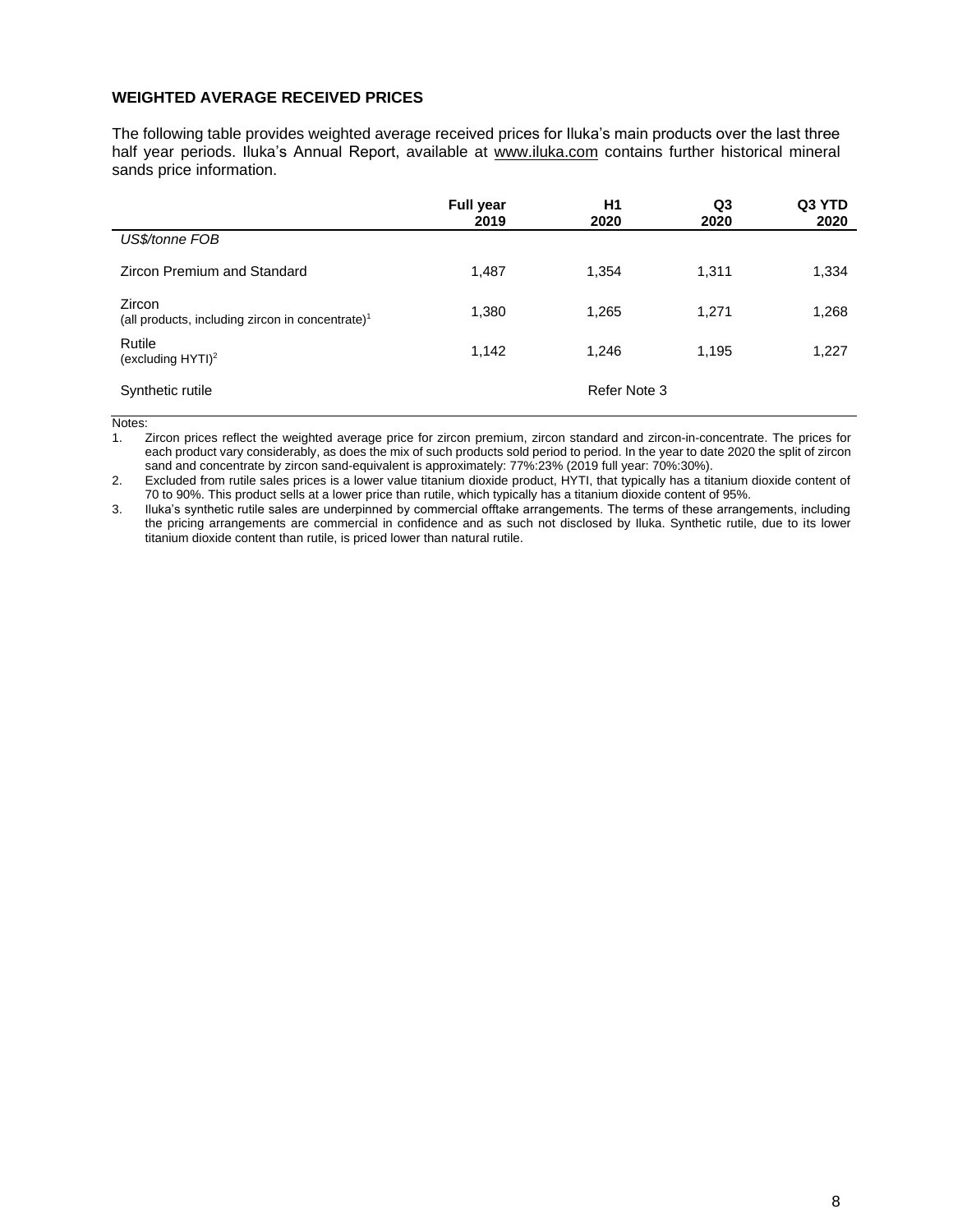## WEIGHTED AVERAGE RECEIVED PRICES

The following table provides weighted average received prices for Iluka's main products over the last three half year periods. Iluka's Annual Report, available at www.iluka.com contains further historical mineral sands price information.

| | Full year 2019 | H1 2020 | Q3 2020 | Q3 YTD 2020 |
|---|---|---|---|---|
| *US$/tonne FOB* | | | | |
| Zircon Premium and Standard | 1,487 | 1,354 | 1,311 | 1,334 |
| Zircon (all products, including zircon in concentrate)[1] | 1,380 | 1,265 | 1,271 | 1,268 |
| Rutile (excluding HYTI)[2] | 1,142 | 1,246 | 1,195 | 1,227 |
| Synthetic rutile | | Refer Note 3 | | |

Notes:

1. Zircon prices reflect the weighted average price for zircon premium, zircon standard and zircon-in-concentrate. The prices for each product vary considerably, as does the mix of such products sold period to period. In the year to date 2020 the split of zircon sand and concentrate by zircon sand-equivalent is approximately: 77%:23% (2019 full year: 70%:30%).
2. Excluded from rutile sales prices is a lower value titanium dioxide product, HYTI, that typically has a titanium dioxide content of 70 to 90%. This product sells at a lower price than rutile, which typically has a titanium dioxide content of 95%.
3. Iluka's synthetic rutile sales are underpinned by commercial offtake arrangements. The terms of these arrangements, including the pricing arrangements are commercial in confidence and as such not disclosed by Iluka. Synthetic rutile, due to its lower titanium dioxide content than rutile, is priced lower than natural rutile.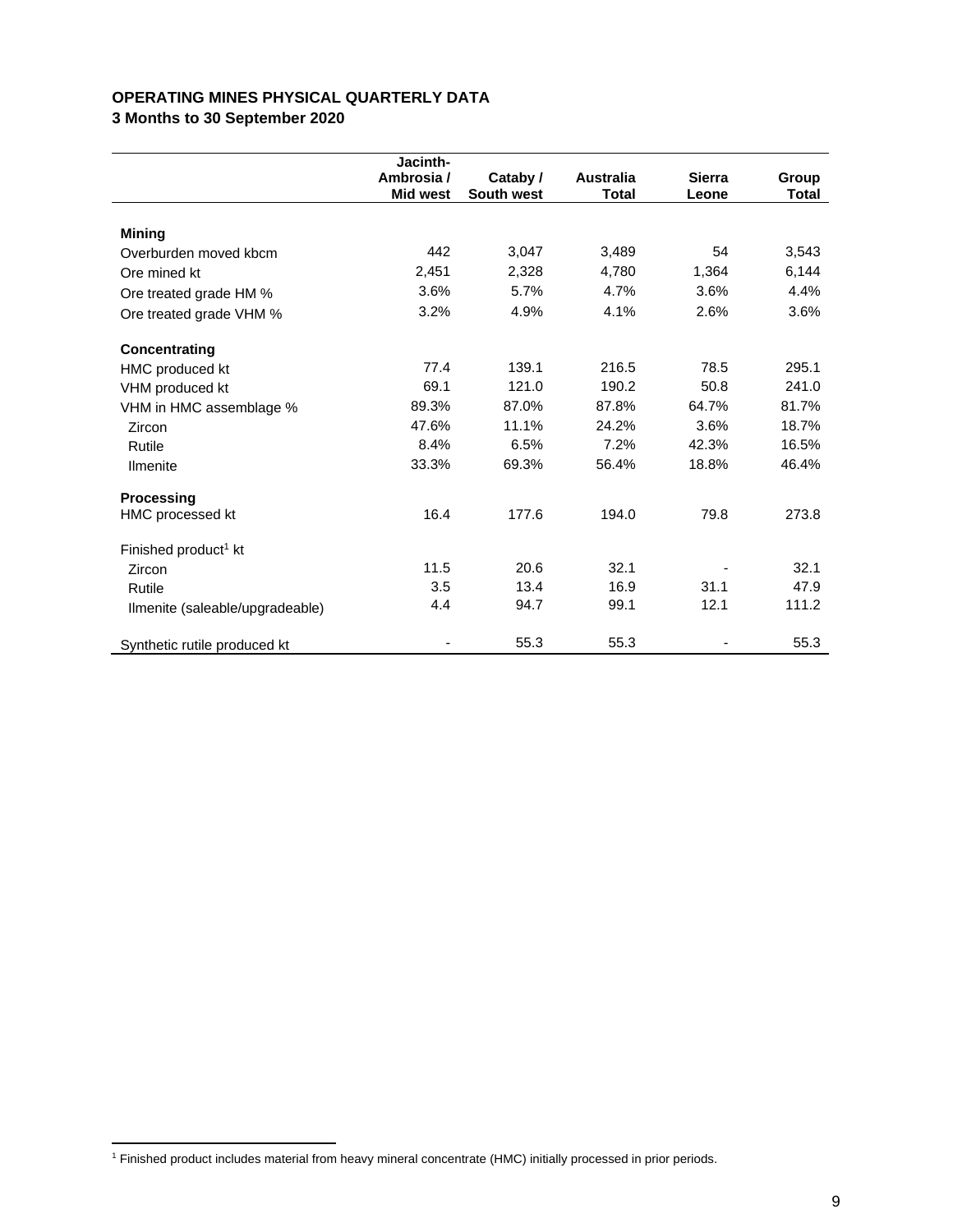**OPERATING MINES PHYSICAL QUARTERLY DATA**
**3 Months to 30 September 2020**

| | Jacinth-Ambrosia / Mid west | Cataby / South west | Australia Total | Sierra Leone | Group Total |
|---|---|---|---|---|---|
| **Mining** | | | | | |
| Overburden moved kbcm | 442 | 3,047 | 3,489 | 54 | 3,543 |
| Ore mined kt | 2,451 | 2,328 | 4,780 | 1,364 | 6,144 |
| Ore treated grade HM % | 3.6% | 5.7% | 4.7% | 3.6% | 4.4% |
| Ore treated grade VHM % | 3.2% | 4.9% | 4.1% | 2.6% | 3.6% |
| **Concentrating** | | | | | |
| HMC produced kt | 77.4 | 139.1 | 216.5 | 78.5 | 295.1 |
| VHM produced kt | 69.1 | 121.0 | 190.2 | 50.8 | 241.0 |
| VHM in HMC assemblage % | 89.3% | 87.0% | 87.8% | 64.7% | 81.7% |
| Zircon | 47.6% | 11.1% | 24.2% | 3.6% | 18.7% |
| Rutile | 8.4% | 6.5% | 7.2% | 42.3% | 16.5% |
| Ilmenite | 33.3% | 69.3% | 56.4% | 18.8% | 46.4% |
| **Processing** | | | | | |
| HMC processed kt | 16.4 | 177.6 | 194.0 | 79.8 | 273.8 |
| Finished product[1] kt | | | | | |
| Zircon | 11.5 | 20.6 | 32.1 | - | 32.1 |
| Rutile | 3.5 | 13.4 | 16.9 | 31.1 | 47.9 |
| Ilmenite (saleable/upgradeable) | 4.4 | 94.7 | 99.1 | 12.1 | 111.2 |
| Synthetic rutile produced kt | - | 55.3 | 55.3 | - | 55.3 |

[1] Finished product includes material from heavy mineral concentrate (HMC) initially processed in prior periods.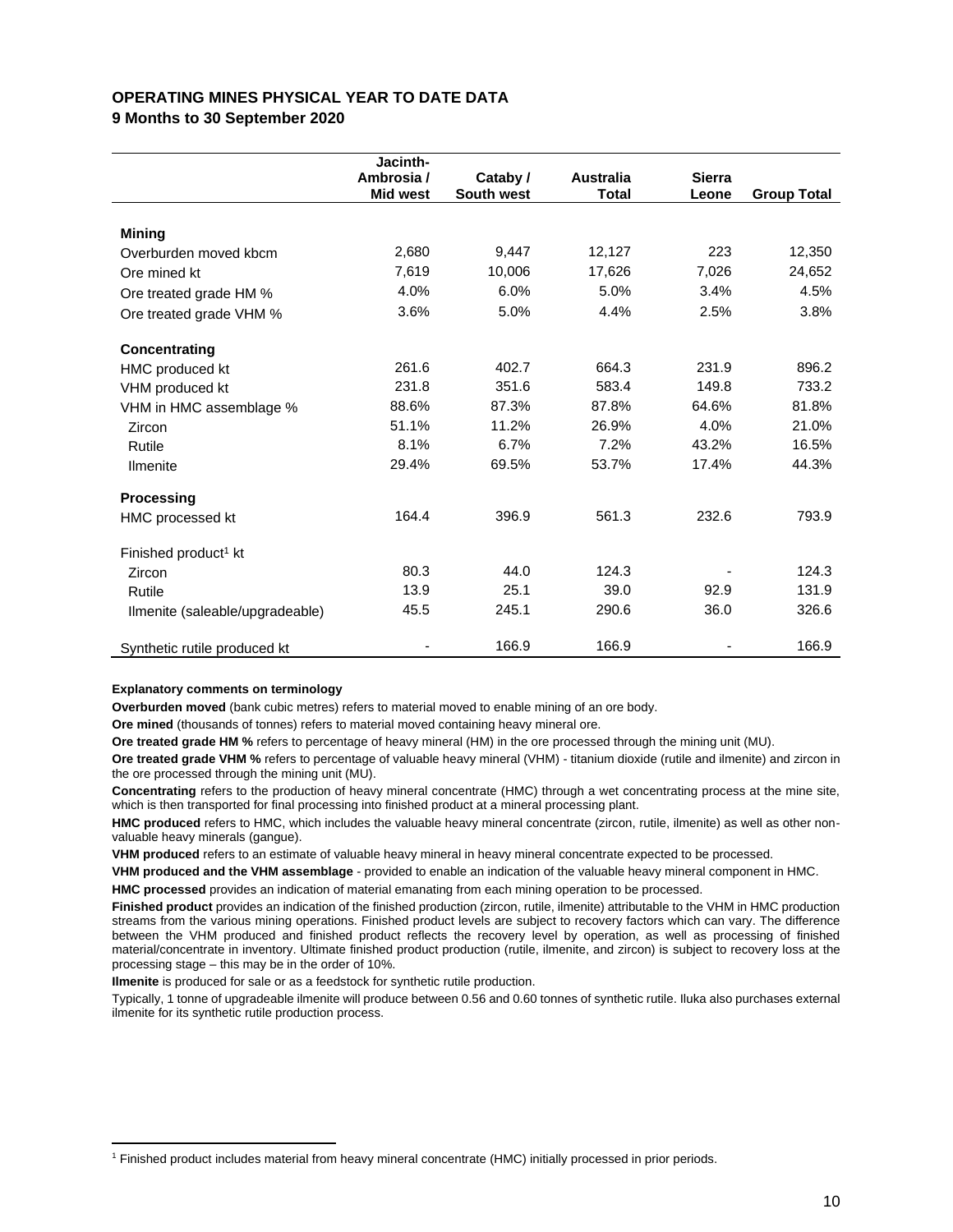## OPERATING MINES PHYSICAL YEAR TO DATE DATA

**9 Months to 30 September 2020**

| | Jacinth-Ambrosia / Mid west | Cataby / South west | Australia Total | Sierra Leone | Group Total |
|---|---|---|---|---|---|
| **Mining** | | | | | |
| Overburden moved kbcm | 2,680 | 9,447 | 12,127 | 223 | 12,350 |
| Ore mined kt | 7,619 | 10,006 | 17,626 | 7,026 | 24,652 |
| Ore treated grade HM % | 4.0% | 6.0% | 5.0% | 3.4% | 4.5% |
| Ore treated grade VHM % | 3.6% | 5.0% | 4.4% | 2.5% | 3.8% |
| **Concentrating** | | | | | |
| HMC produced kt | 261.6 | 402.7 | 664.3 | 231.9 | 896.2 |
| VHM produced kt | 231.8 | 351.6 | 583.4 | 149.8 | 733.2 |
| VHM in HMC assemblage % | 88.6% | 87.3% | 87.8% | 64.6% | 81.8% |
| Zircon | 51.1% | 11.2% | 26.9% | 4.0% | 21.0% |
| Rutile | 8.1% | 6.7% | 7.2% | 43.2% | 16.5% |
| Ilmenite | 29.4% | 69.5% | 53.7% | 17.4% | 44.3% |
| **Processing** | | | | | |
| HMC processed kt | 164.4 | 396.9 | 561.3 | 232.6 | 793.9 |
| Finished product[1] kt | | | | | |
| Zircon | 80.3 | 44.0 | 124.3 | - | 124.3 |
| Rutile | 13.9 | 25.1 | 39.0 | 92.9 | 131.9 |
| Ilmenite (saleable/upgradeable) | 45.5 | 245.1 | 290.6 | 36.0 | 326.6 |
| Synthetic rutile produced kt | - | 166.9 | 166.9 | - | 166.9 |

**Explanatory comments on terminology**

**Overburden moved** (bank cubic metres) refers to material moved to enable mining of an ore body.

**Ore mined** (thousands of tonnes) refers to material moved containing heavy mineral ore.

**Ore treated grade HM %** refers to percentage of heavy mineral (HM) in the ore processed through the mining unit (MU).

**Ore treated grade VHM %** refers to percentage of valuable heavy mineral (VHM) - titanium dioxide (rutile and ilmenite) and zircon in the ore processed through the mining unit (MU).

**Concentrating** refers to the production of heavy mineral concentrate (HMC) through a wet concentrating process at the mine site, which is then transported for final processing into finished product at a mineral processing plant.

**HMC produced** refers to HMC, which includes the valuable heavy mineral concentrate (zircon, rutile, ilmenite) as well as other non-valuable heavy minerals (gangue).

**VHM produced** refers to an estimate of valuable heavy mineral in heavy mineral concentrate expected to be processed.

**VHM produced and the VHM assemblage** - provided to enable an indication of the valuable heavy mineral component in HMC.

**HMC processed** provides an indication of material emanating from each mining operation to be processed.

**Finished product** provides an indication of the finished production (zircon, rutile, ilmenite) attributable to the VHM in HMC production streams from the various mining operations. Finished product levels are subject to recovery factors which can vary. The difference between the VHM produced and finished product reflects the recovery level by operation, as well as processing of finished material/concentrate in inventory. Ultimate finished product production (rutile, ilmenite, and zircon) is subject to recovery loss at the processing stage – this may be in the order of 10%.

**Ilmenite** is produced for sale or as a feedstock for synthetic rutile production.

Typically, 1 tonne of upgradeable ilmenite will produce between 0.56 and 0.60 tonnes of synthetic rutile. Iluka also purchases external ilmenite for its synthetic rutile production process.

[1] Finished product includes material from heavy mineral concentrate (HMC) initially processed in prior periods.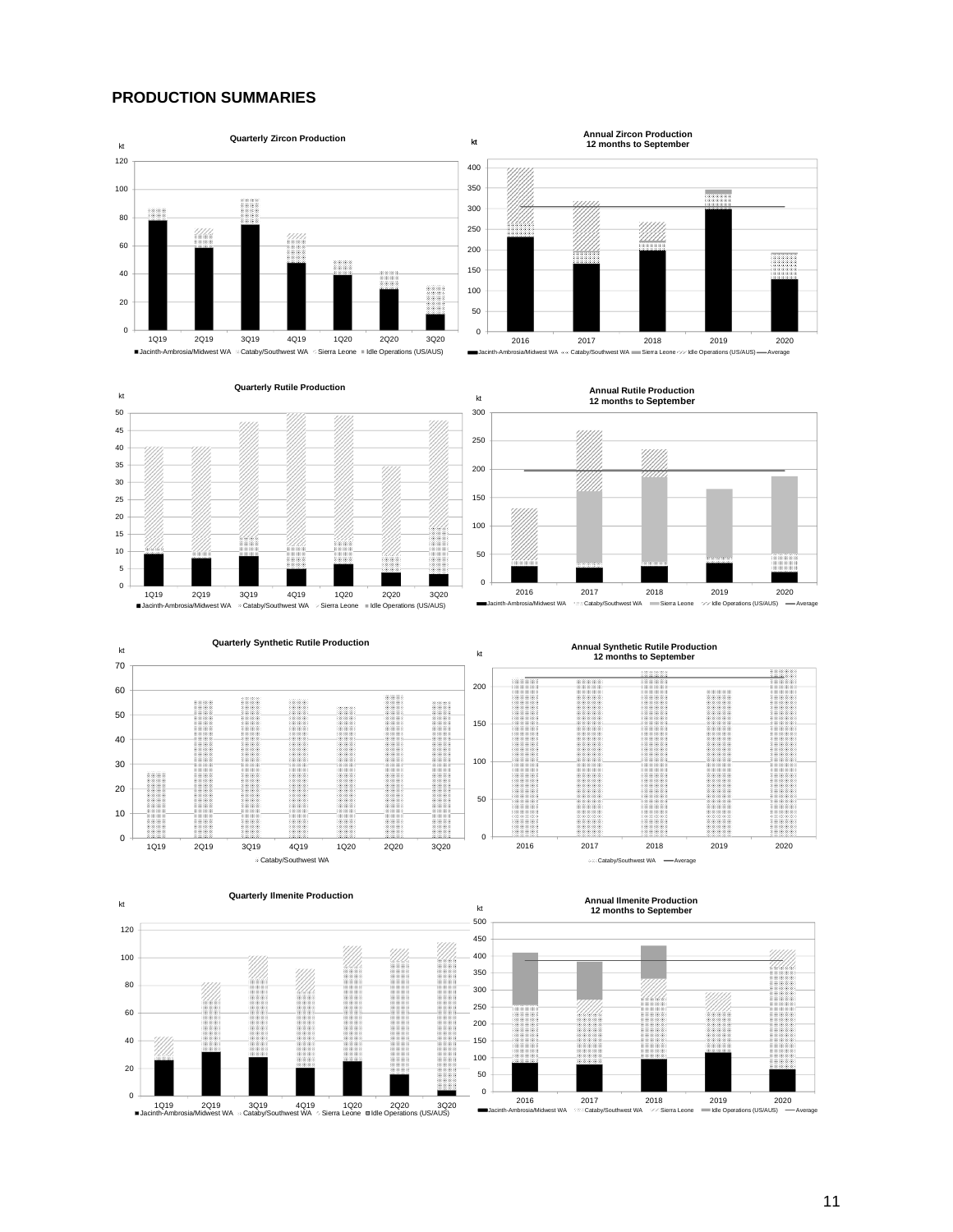## PRODUCTION SUMMARIES

Quarterly Zircon Production

kt

120
100
80
60
40
20
0

1Q19 2Q19 3Q19 4Q19 1Q20 2Q20 3Q20

Jacinth-Ambrosia/Midwest WA, Cataby/Southwest WA, Sierra Leone, Idle Operations (US/AUS)

Annual Zircon Production
12 months to September

kt

400
350
300
250
200
150
100
50
0

2016 2017 2018 2019 2020

Jacinth-Ambrosia/Midwest WA, Cataby/Southwest WA, Sierra Leone, Idle Operations (US/AUS), Average

Quarterly Rutile Production

kt

50
45
40
35
30
25
20
15
10
5
0

1Q19 2Q19 3Q19 4Q19 1Q20 2Q20 3Q20

Jacinth-Ambrosia/Midwest WA, Cataby/Southwest WA, Sierra Leone, Idle Operations (US/AUS)

Annual Rutile Production
12 months to September

kt

300
250
200
150
100
50
0

2016 2017 2018 2019 2020

Jacinth-Ambrosia/Midwest WA, Cataby/Southwest WA, Sierra Leone, Idle Operations (US/AUS), Average

Quarterly Synthetic Rutile Production

kt

70
60
50
40
30
20
10
0

1Q19 2Q19 3Q19 4Q19 1Q20 2Q20 3Q20

Cataby/Southwest WA

Annual Synthetic Rutile Production
12 months to September

kt

200
150
100
50
0

2016 2017 2018 2019 2020

Cataby/Southwest WA, Average

Quarterly Ilmenite Production

kt

120
100
80
60
40
20
0

1Q19 2Q19 3Q19 4Q19 1Q20 2Q20 3Q20

Jacinth-Ambrosia/Midwest WA, Cataby/Southwest WA, Sierra Leone, Idle Operations (US/AUS)

Annual Ilmenite Production
12 months to September

kt

500
450
400
350
300
250
200
150
100
50
0

2016 2017 2018 2019 2020

Jacinth-Ambrosia/Midwest WA, Cataby/Southwest WA, Sierra Leone, Idle Operations (US/AUS), Average